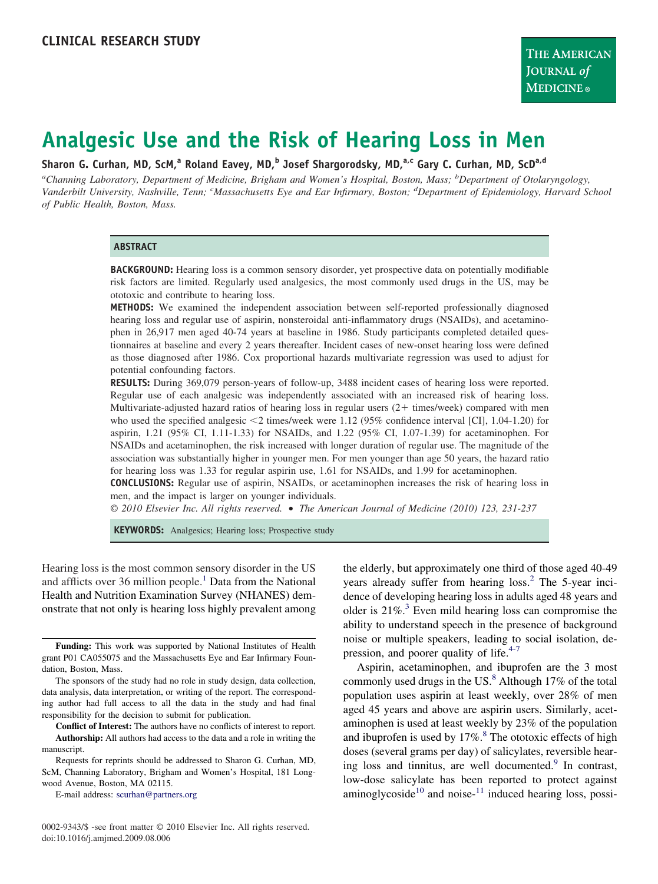CLINICAL RESEARCH STUDY

# Analgesic Use and the Risk of Hearing Loss in Men

**Sharon G. Curhan, MD, ScM,[a] Roland Eavey, MD,[b] Josef Shargorodsky, MD,[a,c] Gary C. Curhan, MD, ScD[a,d]**

*[a]Channing Laboratory, Department of Medicine, Brigham and Women's Hospital, Boston, Mass; [b]Department of Otolaryngology, Vanderbilt University, Nashville, Tenn; [c]Massachusetts Eye and Ear Infirmary, Boston; [d]Department of Epidemiology, Harvard School of Public Health, Boston, Mass.*

## ABSTRACT

**BACKGROUND:** Hearing loss is a common sensory disorder, yet prospective data on potentially modifiable risk factors are limited. Regularly used analgesics, the most commonly used drugs in the US, may be ototoxic and contribute to hearing loss.

**METHODS:** We examined the independent association between self-reported professionally diagnosed hearing loss and regular use of aspirin, nonsteroidal anti-inflammatory drugs (NSAIDs), and acetaminophen in 26,917 men aged 40-74 years at baseline in 1986. Study participants completed detailed questionnaires at baseline and every 2 years thereafter. Incident cases of new-onset hearing loss were defined as those diagnosed after 1986. Cox proportional hazards multivariate regression was used to adjust for potential confounding factors.

**RESULTS:** During 369,079 person-years of follow-up, 3488 incident cases of hearing loss were reported. Regular use of each analgesic was independently associated with an increased risk of hearing loss. Multivariate-adjusted hazard ratios of hearing loss in regular users (2+ times/week) compared with men who used the specified analgesic <2 times/week were 1.12 (95% confidence interval [CI], 1.04-1.20) for aspirin, 1.21 (95% CI, 1.11-1.33) for NSAIDs, and 1.22 (95% CI, 1.07-1.39) for acetaminophen. For NSAIDs and acetaminophen, the risk increased with longer duration of regular use. The magnitude of the association was substantially higher in younger men. For men younger than age 50 years, the hazard ratio for hearing loss was 1.33 for regular aspirin use, 1.61 for NSAIDs, and 1.99 for acetaminophen.

**CONCLUSIONS:** Regular use of aspirin, NSAIDs, or acetaminophen increases the risk of hearing loss in men, and the impact is larger on younger individuals.

*© 2010 Elsevier Inc. All rights reserved. • The American Journal of Medicine (2010) 123, 231-237*

**KEYWORDS:** Analgesics; Hearing loss; Prospective study

Hearing loss is the most common sensory disorder in the US and afflicts over 36 million people.[1] Data from the National Health and Nutrition Examination Survey (NHANES) demonstrate that not only is hearing loss highly prevalent among the elderly, but approximately one third of those aged 40-49 years already suffer from hearing loss.[2] The 5-year incidence of developing hearing loss in adults aged 48 years and older is 21%.[3] Even mild hearing loss can compromise the ability to understand speech in the presence of background noise or multiple speakers, leading to social isolation, depression, and poorer quality of life.[4-7]

Aspirin, acetaminophen, and ibuprofen are the 3 most commonly used drugs in the US.[8] Although 17% of the total population uses aspirin at least weekly, over 28% of men aged 45 years and above are aspirin users. Similarly, acetaminophen is used at least weekly by 23% of the population and ibuprofen is used by 17%.[8] The ototoxic effects of high doses (several grams per day) of salicylates, reversible hearing loss and tinnitus, are well documented.[9] In contrast, low-dose salicylate has been reported to protect against aminoglycoside[10] and noise-[11] induced hearing loss, possi-

**Funding:** This work was supported by National Institutes of Health grant P01 CA055075 and the Massachusetts Eye and Ear Infirmary Foundation, Boston, Mass.

The sponsors of the study had no role in study design, data collection, data analysis, data interpretation, or writing of the report. The corresponding author had full access to all the data in the study and had final responsibility for the decision to submit for publication.

**Conflict of Interest:** The authors have no conflicts of interest to report.

**Authorship:** All authors had access to the data and a role in writing the manuscript.

Requests for reprints should be addressed to Sharon G. Curhan, MD, ScM, Channing Laboratory, Brigham and Women's Hospital, 181 Longwood Avenue, Boston, MA 02115.

E-mail address: scurhan@partners.org

0002-9343/$ -see front matter © 2010 Elsevier Inc. All rights reserved.
doi:10.1016/j.amjmed.2009.08.006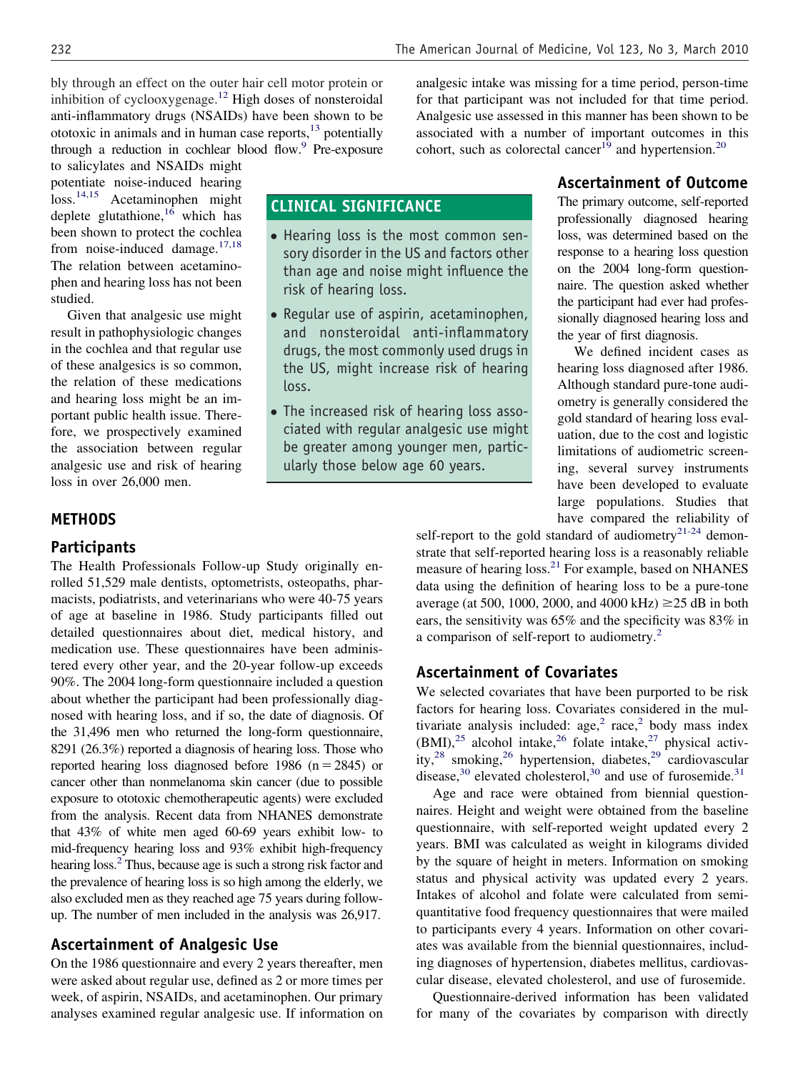bly through an effect on the outer hair cell motor protein or inhibition of cyclooxygenage.[12] High doses of nonsteroidal anti-inflammatory drugs (NSAIDs) have been shown to be ototoxic in animals and in human case reports,[13] potentially through a reduction in cochlear blood flow.[9] Pre-exposure to salicylates and NSAIDs might potentiate noise-induced hearing loss.[14,15] Acetaminophen might deplete glutathione,[16] which has been shown to protect the cochlea from noise-induced damage.[17,18] The relation between acetaminophen and hearing loss has not been studied.

Given that analgesic use might result in pathophysiologic changes in the cochlea and that regular use of these analgesics is so common, the relation of these medications and hearing loss might be an important public health issue. Therefore, we prospectively examined the association between regular analgesic use and risk of hearing loss in over 26,000 men.

## CLINICAL SIGNIFICANCE

- Hearing loss is the most common sensory disorder in the US and factors other than age and noise might influence the risk of hearing loss.
- Regular use of aspirin, acetaminophen, and nonsteroidal anti-inflammatory drugs, the most commonly used drugs in the US, might increase risk of hearing loss.
- The increased risk of hearing loss associated with regular analgesic use might be greater among younger men, particularly those below age 60 years.

## METHODS

### Participants

The Health Professionals Follow-up Study originally enrolled 51,529 male dentists, optometrists, osteopaths, pharmacists, podiatrists, and veterinarians who were 40-75 years of age at baseline in 1986. Study participants filled out detailed questionnaires about diet, medical history, and medication use. These questionnaires have been administered every other year, and the 20-year follow-up exceeds 90%. The 2004 long-form questionnaire included a question about whether the participant had been professionally diagnosed with hearing loss, and if so, the date of diagnosis. Of the 31,496 men who returned the long-form questionnaire, 8291 (26.3%) reported a diagnosis of hearing loss. Those who reported hearing loss diagnosed before 1986 (n = 2845) or cancer other than nonmelanoma skin cancer (due to possible exposure to ototoxic chemotherapeutic agents) were excluded from the analysis. Recent data from NHANES demonstrate that 43% of white men aged 60-69 years exhibit low- to mid-frequency hearing loss and 93% exhibit high-frequency hearing loss.[2] Thus, because age is such a strong risk factor and the prevalence of hearing loss is so high among the elderly, we also excluded men as they reached age 75 years during follow-up. The number of men included in the analysis was 26,917.

### Ascertainment of Analgesic Use

On the 1986 questionnaire and every 2 years thereafter, men were asked about regular use, defined as 2 or more times per week, of aspirin, NSAIDs, and acetaminophen. Our primary analyses examined regular analgesic use. If information on analgesic intake was missing for a time period, person-time for that participant was not included for that time period. Analgesic use assessed in this manner has been shown to be associated with a number of important outcomes in this cohort, such as colorectal cancer[19] and hypertension.[20]

### Ascertainment of Outcome

The primary outcome, self-reported professionally diagnosed hearing loss, was determined based on the response to a hearing loss question on the 2004 long-form questionnaire. The question asked whether the participant had ever had professionally diagnosed hearing loss and the year of first diagnosis.

We defined incident cases as hearing loss diagnosed after 1986. Although standard pure-tone audiometry is generally considered the gold standard of hearing loss evaluation, due to the cost and logistic limitations of audiometric screening, several survey instruments have been developed to evaluate large populations. Studies that have compared the reliability of self-report to the gold standard of audiometry[21-24] demonstrate that self-reported hearing loss is a reasonably reliable measure of hearing loss.[21] For example, based on NHANES data using the definition of hearing loss to be a pure-tone average (at 500, 1000, 2000, and 4000 kHz) ≥25 dB in both ears, the sensitivity was 65% and the specificity was 83% in a comparison of self-report to audiometry.[2]

### Ascertainment of Covariates

We selected covariates that have been purported to be risk factors for hearing loss. Covariates considered in the multivariate analysis included: age,[2] race,[2] body mass index (BMI),[25] alcohol intake,[26] folate intake,[27] physical activity,[28] smoking,[26] hypertension, diabetes,[29] cardiovascular disease,[30] elevated cholesterol,[30] and use of furosemide.[31]

Age and race were obtained from biennial questionnaires. Height and weight were obtained from the baseline questionnaire, with self-reported weight updated every 2 years. BMI was calculated as weight in kilograms divided by the square of height in meters. Information on smoking status and physical activity was updated every 2 years. Intakes of alcohol and folate were calculated from semi-quantitative food frequency questionnaires that were mailed to participants every 4 years. Information on other covariates was available from the biennial questionnaires, including diagnoses of hypertension, diabetes mellitus, cardiovascular disease, elevated cholesterol, and use of furosemide.

Questionnaire-derived information has been validated for many of the covariates by comparison with directly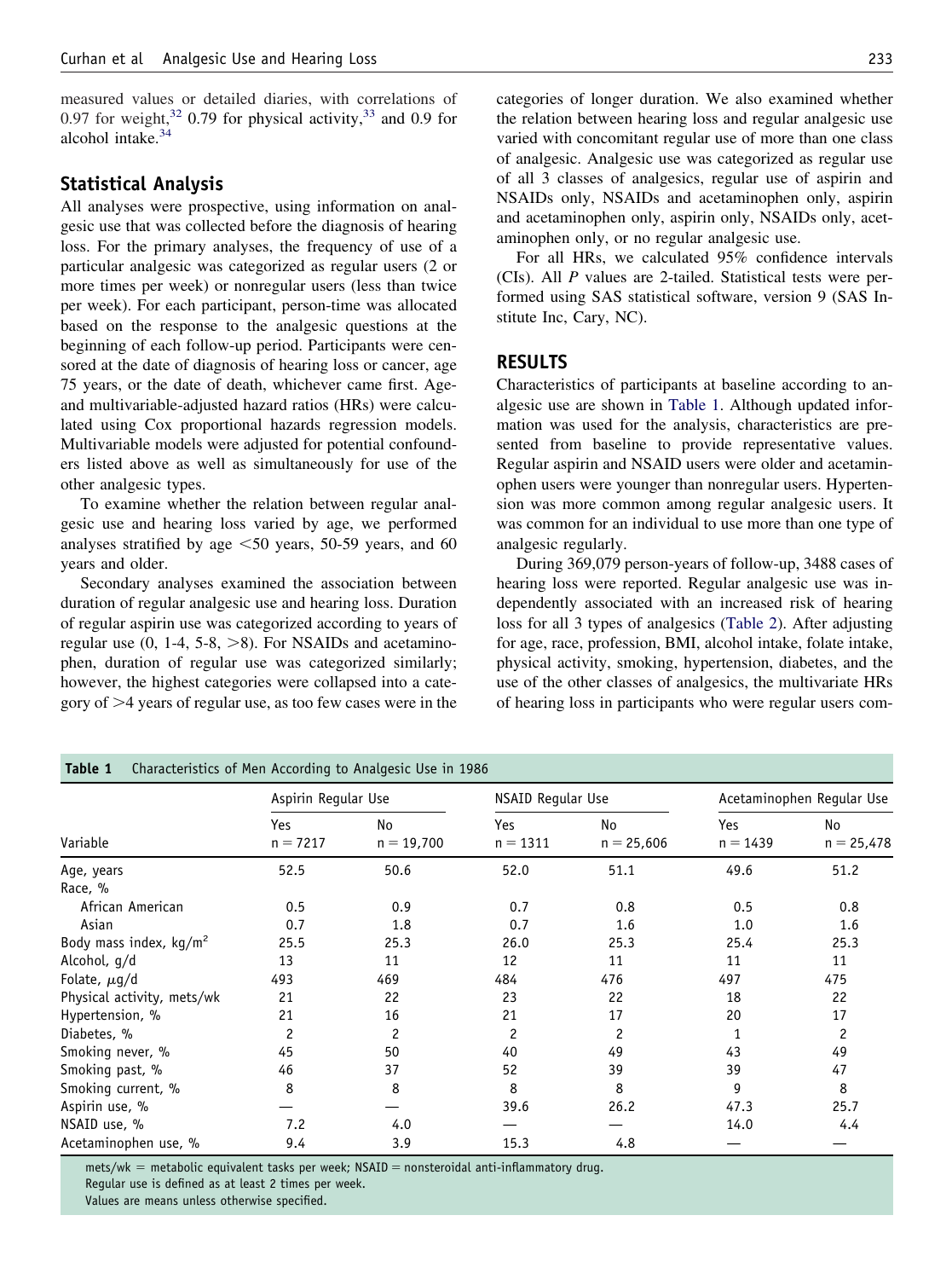measured values or detailed diaries, with correlations of 0.97 for weight,[32] 0.79 for physical activity,[33] and 0.9 for alcohol intake.[34]

## Statistical Analysis

All analyses were prospective, using information on analgesic use that was collected before the diagnosis of hearing loss. For the primary analyses, the frequency of use of a particular analgesic was categorized as regular users (2 or more times per week) or nonregular users (less than twice per week). For each participant, person-time was allocated based on the response to the analgesic questions at the beginning of each follow-up period. Participants were censored at the date of diagnosis of hearing loss or cancer, age 75 years, or the date of death, whichever came first. Age- and multivariable-adjusted hazard ratios (HRs) were calculated using Cox proportional hazards regression models. Multivariable models were adjusted for potential confounders listed above as well as simultaneously for use of the other analgesic types.

To examine whether the relation between regular analgesic use and hearing loss varied by age, we performed analyses stratified by age <50 years, 50-59 years, and 60 years and older.

Secondary analyses examined the association between duration of regular analgesic use and hearing loss. Duration of regular aspirin use was categorized according to years of regular use (0, 1-4, 5-8, >8). For NSAIDs and acetaminophen, duration of regular use was categorized similarly; however, the highest categories were collapsed into a category of >4 years of regular use, as too few cases were in the categories of longer duration. We also examined whether the relation between hearing loss and regular analgesic use varied with concomitant regular use of more than one class of analgesic. Analgesic use was categorized as regular use of all 3 classes of analgesics, regular use of aspirin and NSAIDs only, NSAIDs and acetaminophen only, aspirin and acetaminophen only, aspirin only, NSAIDs only, acetaminophen only, or no regular analgesic use.

For all HRs, we calculated 95% confidence intervals (CIs). All *P* values are 2-tailed. Statistical tests were performed using SAS statistical software, version 9 (SAS Institute Inc, Cary, NC).

# RESULTS

Characteristics of participants at baseline according to analgesic use are shown in Table 1. Although updated information was used for the analysis, characteristics are presented from baseline to provide representative values. Regular aspirin and NSAID users were older and acetaminophen users were younger than nonregular users. Hypertension was more common among regular analgesic users. It was common for an individual to use more than one type of analgesic regularly.

During 369,079 person-years of follow-up, 3488 cases of hearing loss were reported. Regular analgesic use was independently associated with an increased risk of hearing loss for all 3 types of analgesics (Table 2). After adjusting for age, race, profession, BMI, alcohol intake, folate intake, physical activity, smoking, hypertension, diabetes, and the use of the other classes of analgesics, the multivariate HRs of hearing loss in participants who were regular users com-

**Table 1** Characteristics of Men According to Analgesic Use in 1986

| Variable | Aspirin Regular Use | | NSAID Regular Use | | Acetaminophen Regular Use | |
|---|---|---|---|---|---|---|
| | Yes n = 7217 | No n = 19,700 | Yes n = 1311 | No n = 25,606 | Yes n = 1439 | No n = 25,478 |
| Age, years | 52.5 | 50.6 | 52.0 | 51.1 | 49.6 | 51.2 |
| Race, % | | | | | | |
| African American | 0.5 | 0.9 | 0.7 | 0.8 | 0.5 | 0.8 |
| Asian | 0.7 | 1.8 | 0.7 | 1.6 | 1.0 | 1.6 |
| Body mass index, kg/m² | 25.5 | 25.3 | 26.0 | 25.3 | 25.4 | 25.3 |
| Alcohol, g/d | 13 | 11 | 12 | 11 | 11 | 11 |
| Folate, μg/d | 493 | 469 | 484 | 476 | 497 | 475 |
| Physical activity, mets/wk | 21 | 22 | 23 | 22 | 18 | 22 |
| Hypertension, % | 21 | 16 | 21 | 17 | 20 | 17 |
| Diabetes, % | 2 | 2 | 2 | 2 | 1 | 2 |
| Smoking never, % | 45 | 50 | 40 | 49 | 43 | 49 |
| Smoking past, % | 46 | 37 | 52 | 39 | 39 | 47 |
| Smoking current, % | 8 | 8 | 8 | 8 | 9 | 8 |
| Aspirin use, % | — | — | 39.6 | 26.2 | 47.3 | 25.7 |
| NSAID use, % | 7.2 | 4.0 | — | — | 14.0 | 4.4 |
| Acetaminophen use, % | 9.4 | 3.9 | 15.3 | 4.8 | — | — |

mets/wk = metabolic equivalent tasks per week; NSAID = nonsteroidal anti-inflammatory drug.
Regular use is defined as at least 2 times per week.
Values are means unless otherwise specified.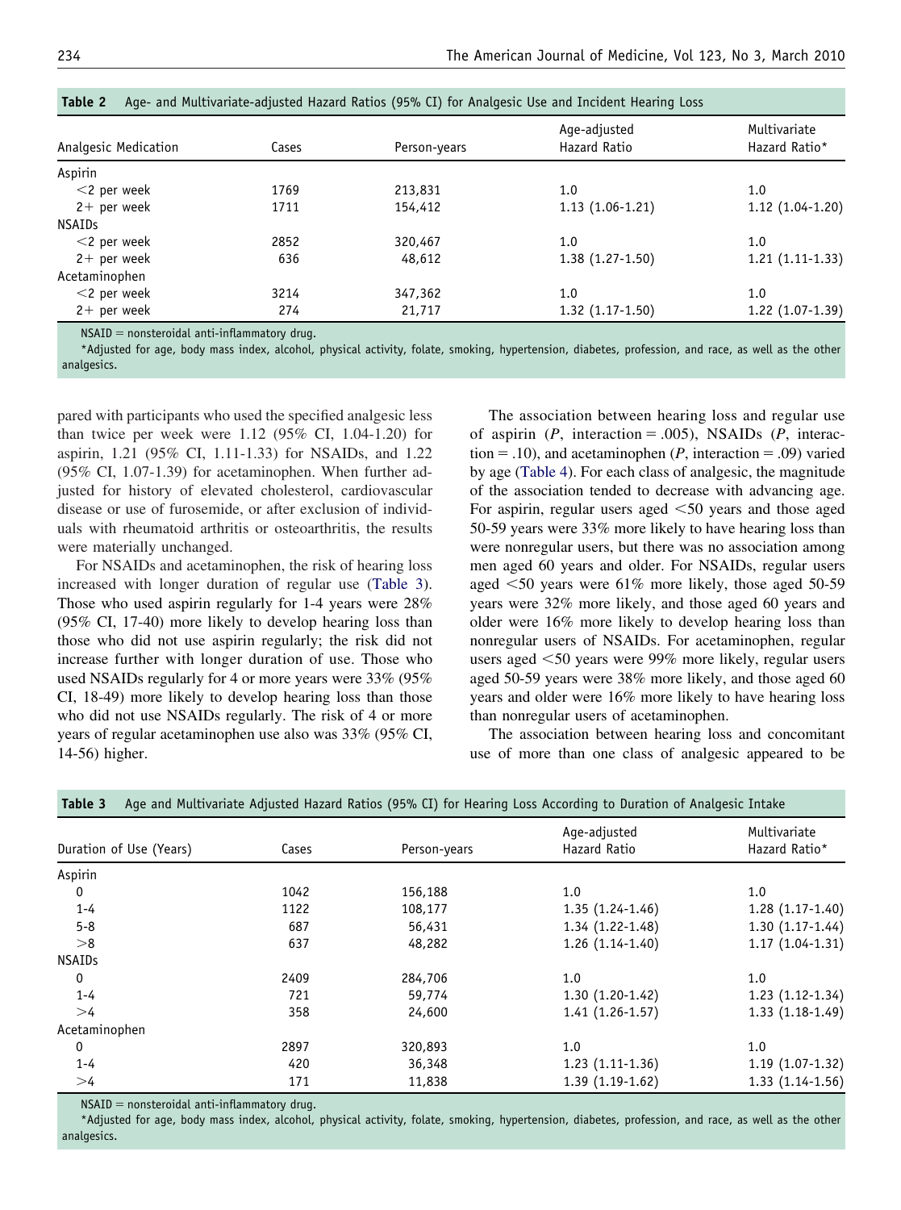**Table 2** Age- and Multivariate-adjusted Hazard Ratios (95% CI) for Analgesic Use and Incident Hearing Loss

| Analgesic Medication | Cases | Person-years | Age-adjusted Hazard Ratio | Multivariate Hazard Ratio* |
|---|---|---|---|---|
| Aspirin | | | | |
| <2 per week | 1769 | 213,831 | 1.0 | 1.0 |
| 2+ per week | 1711 | 154,412 | 1.13 (1.06-1.21) | 1.12 (1.04-1.20) |
| NSAIDs | | | | |
| <2 per week | 2852 | 320,467 | 1.0 | 1.0 |
| 2+ per week | 636 | 48,612 | 1.38 (1.27-1.50) | 1.21 (1.11-1.33) |
| Acetaminophen | | | | |
| <2 per week | 3214 | 347,362 | 1.0 | 1.0 |
| 2+ per week | 274 | 21,717 | 1.32 (1.17-1.50) | 1.22 (1.07-1.39) |

NSAID = nonsteroidal anti-inflammatory drug.

*Adjusted for age, body mass index, alcohol, physical activity, folate, smoking, hypertension, diabetes, profession, and race, as well as the other analgesics.

pared with participants who used the specified analgesic less than twice per week were 1.12 (95% CI, 1.04-1.20) for aspirin, 1.21 (95% CI, 1.11-1.33) for NSAIDs, and 1.22 (95% CI, 1.07-1.39) for acetaminophen. When further adjusted for history of elevated cholesterol, cardiovascular disease or use of furosemide, or after exclusion of individuals with rheumatoid arthritis or osteoarthritis, the results were materially unchanged.

For NSAIDs and acetaminophen, the risk of hearing loss increased with longer duration of regular use (Table 3). Those who used aspirin regularly for 1-4 years were 28% (95% CI, 17-40) more likely to develop hearing loss than those who did not use aspirin regularly; the risk did not increase further with longer duration of use. Those who used NSAIDs regularly for 4 or more years were 33% (95% CI, 18-49) more likely to develop hearing loss than those who did not use NSAIDs regularly. The risk of 4 or more years of regular acetaminophen use also was 33% (95% CI, 14-56) higher.

The association between hearing loss and regular use of aspirin ($P$, interaction = .005), NSAIDs ($P$, interaction = .10), and acetaminophen ($P$, interaction = .09) varied by age (Table 4). For each class of analgesic, the magnitude of the association tended to decrease with advancing age. For aspirin, regular users aged <50 years and those aged 50-59 years were 33% more likely to have hearing loss than were nonregular users, but there was no association among men aged 60 years and older. For NSAIDs, regular users aged <50 years were 61% more likely, those aged 50-59 years were 32% more likely, and those aged 60 years and older were 16% more likely to develop hearing loss than nonregular users of NSAIDs. For acetaminophen, regular users aged <50 years were 99% more likely, regular users aged 50-59 years were 38% more likely, and those aged 60 years and older were 16% more likely to have hearing loss than nonregular users of acetaminophen.

The association between hearing loss and concomitant use of more than one class of analgesic appeared to be

**Table 3** Age and Multivariate Adjusted Hazard Ratios (95% CI) for Hearing Loss According to Duration of Analgesic Intake

| Duration of Use (Years) | Cases | Person-years | Age-adjusted Hazard Ratio | Multivariate Hazard Ratio* |
|---|---|---|---|---|
| Aspirin | | | | |
| 0 | 1042 | 156,188 | 1.0 | 1.0 |
| 1-4 | 1122 | 108,177 | 1.35 (1.24-1.46) | 1.28 (1.17-1.40) |
| 5-8 | 687 | 56,431 | 1.34 (1.22-1.48) | 1.30 (1.17-1.44) |
| >8 | 637 | 48,282 | 1.26 (1.14-1.40) | 1.17 (1.04-1.31) |
| NSAIDs | | | | |
| 0 | 2409 | 284,706 | 1.0 | 1.0 |
| 1-4 | 721 | 59,774 | 1.30 (1.20-1.42) | 1.23 (1.12-1.34) |
| >4 | 358 | 24,600 | 1.41 (1.26-1.57) | 1.33 (1.18-1.49) |
| Acetaminophen | | | | |
| 0 | 2897 | 320,893 | 1.0 | 1.0 |
| 1-4 | 420 | 36,348 | 1.23 (1.11-1.36) | 1.19 (1.07-1.32) |
| >4 | 171 | 11,838 | 1.39 (1.19-1.62) | 1.33 (1.14-1.56) |

NSAID = nonsteroidal anti-inflammatory drug.

*Adjusted for age, body mass index, alcohol, physical activity, folate, smoking, hypertension, diabetes, profession, and race, as well as the other analgesics.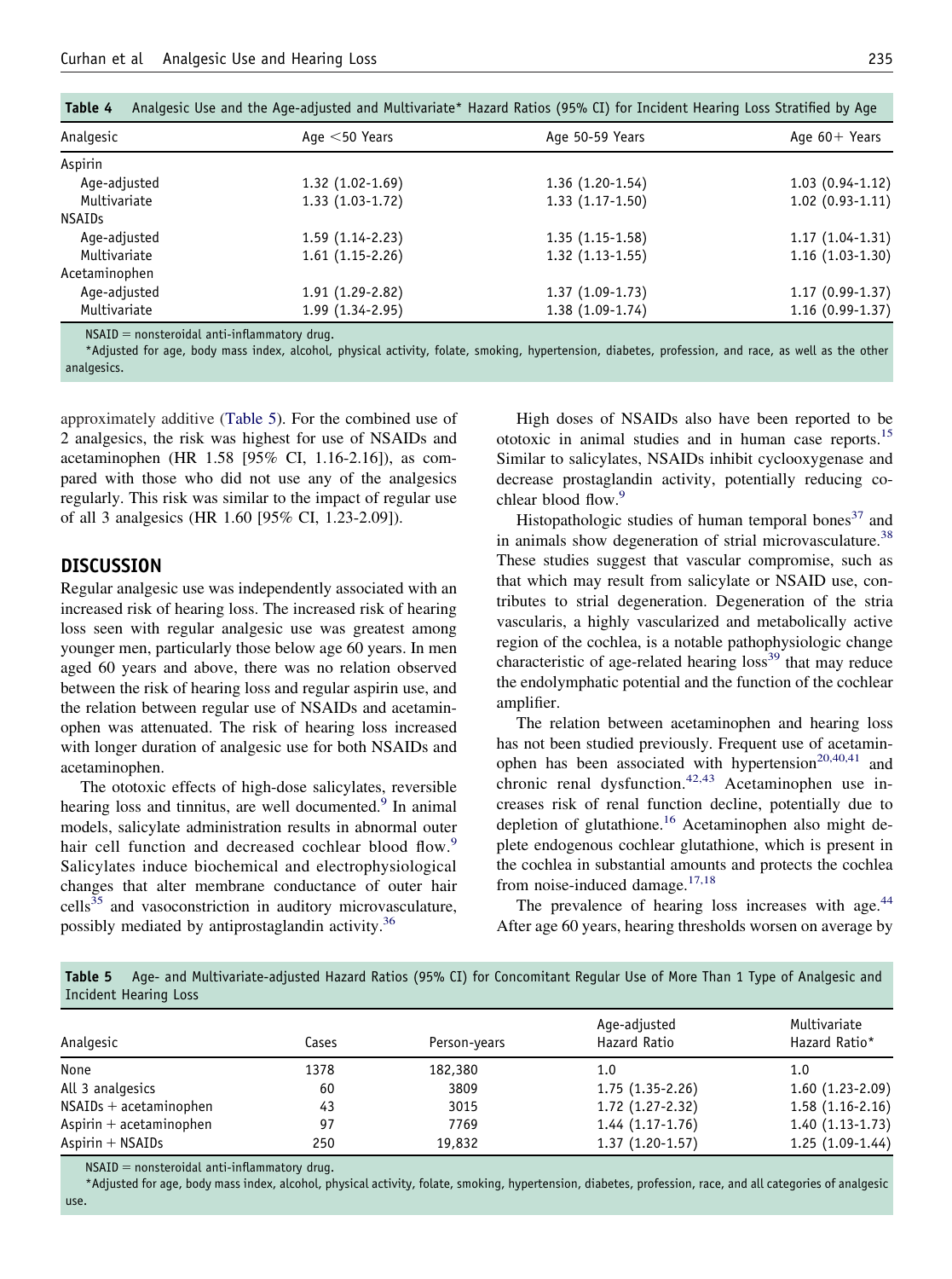**Table 4** Analgesic Use and the Age-adjusted and Multivariate* Hazard Ratios (95% CI) for Incident Hearing Loss Stratified by Age

| Analgesic | Age <50 Years | Age 50-59 Years | Age 60+ Years |
|---|---|---|---|
| Aspirin | | | |
| Age-adjusted | 1.32 (1.02-1.69) | 1.36 (1.20-1.54) | 1.03 (0.94-1.12) |
| Multivariate | 1.33 (1.03-1.72) | 1.33 (1.17-1.50) | 1.02 (0.93-1.11) |
| NSAIDs | | | |
| Age-adjusted | 1.59 (1.14-2.23) | 1.35 (1.15-1.58) | 1.17 (1.04-1.31) |
| Multivariate | 1.61 (1.15-2.26) | 1.32 (1.13-1.55) | 1.16 (1.03-1.30) |
| Acetaminophen | | | |
| Age-adjusted | 1.91 (1.29-2.82) | 1.37 (1.09-1.73) | 1.17 (0.99-1.37) |
| Multivariate | 1.99 (1.34-2.95) | 1.38 (1.09-1.74) | 1.16 (0.99-1.37) |

NSAID = nonsteroidal anti-inflammatory drug.

*Adjusted for age, body mass index, alcohol, physical activity, folate, smoking, hypertension, diabetes, profession, and race, as well as the other analgesics.

approximately additive (Table 5). For the combined use of 2 analgesics, the risk was highest for use of NSAIDs and acetaminophen (HR 1.58 [95% CI, 1.16-2.16]), as compared with those who did not use any of the analgesics regularly. This risk was similar to the impact of regular use of all 3 analgesics (HR 1.60 [95% CI, 1.23-2.09]).

## DISCUSSION

Regular analgesic use was independently associated with an increased risk of hearing loss. The increased risk of hearing loss seen with regular analgesic use was greatest among younger men, particularly those below age 60 years. In men aged 60 years and above, there was no relation observed between the risk of hearing loss and regular aspirin use, and the relation between regular use of NSAIDs and acetaminophen was attenuated. The risk of hearing loss increased with longer duration of analgesic use for both NSAIDs and acetaminophen.

The ototoxic effects of high-dose salicylates, reversible hearing loss and tinnitus, are well documented.[9] In animal models, salicylate administration results in abnormal outer hair cell function and decreased cochlear blood flow.[9] Salicylates induce biochemical and electrophysiological changes that alter membrane conductance of outer hair cells[35] and vasoconstriction in auditory microvasculature, possibly mediated by antiprostaglandin activity.[36]

High doses of NSAIDs also have been reported to be ototoxic in animal studies and in human case reports.[15] Similar to salicylates, NSAIDs inhibit cyclooxygenase and decrease prostaglandin activity, potentially reducing cochlear blood flow.[9]

Histopathologic studies of human temporal bones[37] and in animals show degeneration of strial microvasculature.[38] These studies suggest that vascular compromise, such as that which may result from salicylate or NSAID use, contributes to strial degeneration. Degeneration of the stria vascularis, a highly vascularized and metabolically active region of the cochlea, is a notable pathophysiologic change characteristic of age-related hearing loss[39] that may reduce the endolymphatic potential and the function of the cochlear amplifier.

The relation between acetaminophen and hearing loss has not been studied previously. Frequent use of acetaminophen has been associated with hypertension[20,40,41] and chronic renal dysfunction.[42,43] Acetaminophen use increases risk of renal function decline, potentially due to depletion of glutathione.[16] Acetaminophen also might deplete endogenous cochlear glutathione, which is present in the cochlea in substantial amounts and protects the cochlea from noise-induced damage.[17,18]

The prevalence of hearing loss increases with age.[44] After age 60 years, hearing thresholds worsen on average by

**Table 5** Age- and Multivariate-adjusted Hazard Ratios (95% CI) for Concomitant Regular Use of More Than 1 Type of Analgesic and Incident Hearing Loss

| Analgesic | Cases | Person-years | Age-adjusted Hazard Ratio | Multivariate Hazard Ratio* |
|---|---|---|---|---|
| None | 1378 | 182,380 | 1.0 | 1.0 |
| All 3 analgesics | 60 | 3809 | 1.75 (1.35-2.26) | 1.60 (1.23-2.09) |
| NSAIDs + acetaminophen | 43 | 3015 | 1.72 (1.27-2.32) | 1.58 (1.16-2.16) |
| Aspirin + acetaminophen | 97 | 7769 | 1.44 (1.17-1.76) | 1.40 (1.13-1.73) |
| Aspirin + NSAIDs | 250 | 19,832 | 1.37 (1.20-1.57) | 1.25 (1.09-1.44) |

NSAID = nonsteroidal anti-inflammatory drug.

*Adjusted for age, body mass index, alcohol, physical activity, folate, smoking, hypertension, diabetes, profession, race, and all categories of analgesic use.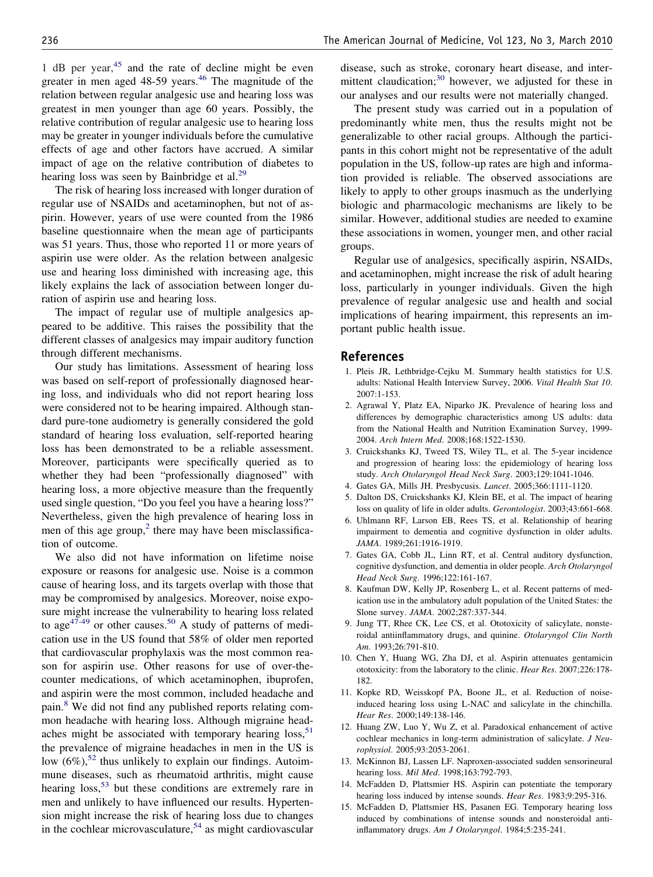1 dB per year,[45] and the rate of decline might be even greater in men aged 48-59 years.[46] The magnitude of the relation between regular analgesic use and hearing loss was greatest in men younger than age 60 years. Possibly, the relative contribution of regular analgesic use to hearing loss may be greater in younger individuals before the cumulative effects of age and other factors have accrued. A similar impact of age on the relative contribution of diabetes to hearing loss was seen by Bainbridge et al.[29]

The risk of hearing loss increased with longer duration of regular use of NSAIDs and acetaminophen, but not of aspirin. However, years of use were counted from the 1986 baseline questionnaire when the mean age of participants was 51 years. Thus, those who reported 11 or more years of aspirin use were older. As the relation between analgesic use and hearing loss diminished with increasing age, this likely explains the lack of association between longer duration of aspirin use and hearing loss.

The impact of regular use of multiple analgesics appeared to be additive. This raises the possibility that the different classes of analgesics may impair auditory function through different mechanisms.

Our study has limitations. Assessment of hearing loss was based on self-report of professionally diagnosed hearing loss, and individuals who did not report hearing loss were considered not to be hearing impaired. Although standard pure-tone audiometry is generally considered the gold standard of hearing loss evaluation, self-reported hearing loss has been demonstrated to be a reliable assessment. Moreover, participants were specifically queried as to whether they had been "professionally diagnosed" with hearing loss, a more objective measure than the frequently used single question, "Do you feel you have a hearing loss?" Nevertheless, given the high prevalence of hearing loss in men of this age group,[2] there may have been misclassification of outcome.

We also did not have information on lifetime noise exposure or reasons for analgesic use. Noise is a common cause of hearing loss, and its targets overlap with those that may be compromised by analgesics. Moreover, noise exposure might increase the vulnerability to hearing loss related to age[47-49] or other causes.[50] A study of patterns of medication use in the US found that 58% of older men reported that cardiovascular prophylaxis was the most common reason for aspirin use. Other reasons for use of over-the-counter medications, of which acetaminophen, ibuprofen, and aspirin were the most common, included headache and pain.[8] We did not find any published reports relating common headache with hearing loss. Although migraine headaches might be associated with temporary hearing loss,[51] the prevalence of migraine headaches in men in the US is low (6%),[52] thus unlikely to explain our findings. Autoimmune diseases, such as rheumatoid arthritis, might cause hearing loss,[53] but these conditions are extremely rare in men and unlikely to have influenced our results. Hypertension might increase the risk of hearing loss due to changes in the cochlear microvasculature,[54] as might cardiovascular disease, such as stroke, coronary heart disease, and intermittent claudication;[30] however, we adjusted for these in our analyses and our results were not materially changed.

The present study was carried out in a population of predominantly white men, thus the results might not be generalizable to other racial groups. Although the participants in this cohort might not be representative of the adult population in the US, follow-up rates are high and information provided is reliable. The observed associations are likely to apply to other groups inasmuch as the underlying biologic and pharmacologic mechanisms are likely to be similar. However, additional studies are needed to examine these associations in women, younger men, and other racial groups.

Regular use of analgesics, specifically aspirin, NSAIDs, and acetaminophen, might increase the risk of adult hearing loss, particularly in younger individuals. Given the high prevalence of regular analgesic use and health and social implications of hearing impairment, this represents an important public health issue.

## References

1. Pleis JR, Lethbridge-Cejku M. Summary health statistics for U.S. adults: National Health Interview Survey, 2006. *Vital Health Stat 10*. 2007:1-153.
2. Agrawal Y, Platz EA, Niparko JK. Prevalence of hearing loss and differences by demographic characteristics among US adults: data from the National Health and Nutrition Examination Survey, 1999-2004. *Arch Intern Med*. 2008;168:1522-1530.
3. Cruickshanks KJ, Tweed TS, Wiley TL, et al. The 5-year incidence and progression of hearing loss: the epidemiology of hearing loss study. *Arch Otolaryngol Head Neck Surg*. 2003;129:1041-1046.
4. Gates GA, Mills JH. Presbycusis. *Lancet*. 2005;366:1111-1120.
5. Dalton DS, Cruickshanks KJ, Klein BE, et al. The impact of hearing loss on quality of life in older adults. *Gerontologist*. 2003;43:661-668.
6. Uhlmann RF, Larson EB, Rees TS, et al. Relationship of hearing impairment to dementia and cognitive dysfunction in older adults. *JAMA*. 1989;261:1916-1919.
7. Gates GA, Cobb JL, Linn RT, et al. Central auditory dysfunction, cognitive dysfunction, and dementia in older people. *Arch Otolaryngol Head Neck Surg*. 1996;122:161-167.
8. Kaufman DW, Kelly JP, Rosenberg L, et al. Recent patterns of medication use in the ambulatory adult population of the United States: the Slone survey. *JAMA*. 2002;287:337-344.
9. Jung TT, Rhee CK, Lee CS, et al. Ototoxicity of salicylate, nonsteroidal antiinflammatory drugs, and quinine. *Otolaryngol Clin North Am*. 1993;26:791-810.
10. Chen Y, Huang WG, Zha DJ, et al. Aspirin attenuates gentamicin ototoxicity: from the laboratory to the clinic. *Hear Res*. 2007;226:178-182.
11. Kopke RD, Weisskopf PA, Boone JL, et al. Reduction of noise-induced hearing loss using L-NAC and salicylate in the chinchilla. *Hear Res*. 2000;149:138-146.
12. Huang ZW, Luo Y, Wu Z, et al. Paradoxical enhancement of active cochlear mechanics in long-term administration of salicylate. *J Neurophysiol*. 2005;93:2053-2061.
13. McKinnon BJ, Lassen LF. Naproxen-associated sudden sensorineural hearing loss. *Mil Med*. 1998;163:792-793.
14. McFadden D, Plattsmier HS. Aspirin can potentiate the temporary hearing loss induced by intense sounds. *Hear Res*. 1983;9:295-316.
15. McFadden D, Plattsmier HS, Pasanen EG. Temporary hearing loss induced by combinations of intense sounds and nonsteroidal anti-inflammatory drugs. *Am J Otolaryngol*. 1984;5:235-241.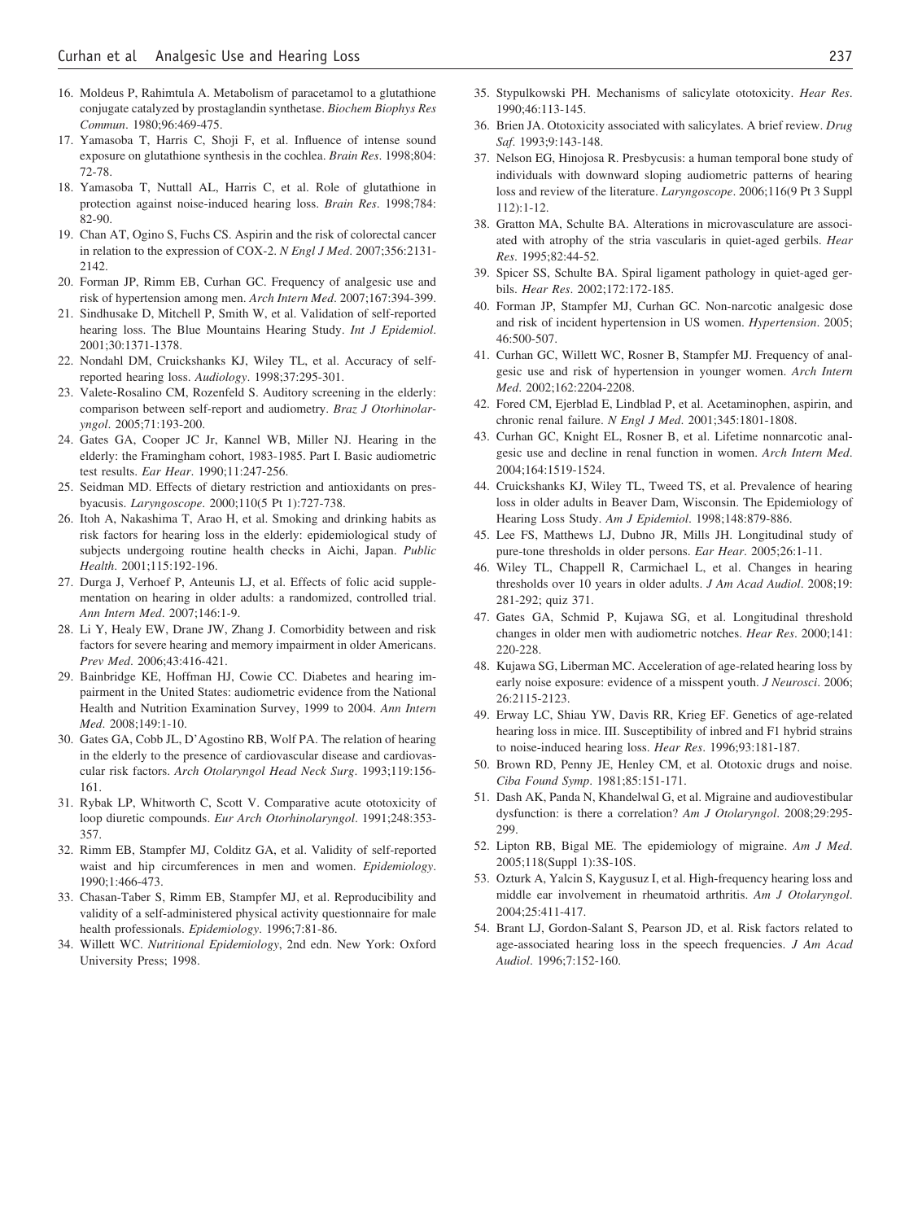16. Moldeus P, Rahimtula A. Metabolism of paracetamol to a glutathione conjugate catalyzed by prostaglandin synthetase. *Biochem Biophys Res Commun*. 1980;96:469-475.
17. Yamasoba T, Harris C, Shoji F, et al. Influence of intense sound exposure on glutathione synthesis in the cochlea. *Brain Res*. 1998;804: 72-78.
18. Yamasoba T, Nuttall AL, Harris C, et al. Role of glutathione in protection against noise-induced hearing loss. *Brain Res*. 1998;784: 82-90.
19. Chan AT, Ogino S, Fuchs CS. Aspirin and the risk of colorectal cancer in relation to the expression of COX-2. *N Engl J Med*. 2007;356:2131-2142.
20. Forman JP, Rimm EB, Curhan GC. Frequency of analgesic use and risk of hypertension among men. *Arch Intern Med*. 2007;167:394-399.
21. Sindhusake D, Mitchell P, Smith W, et al. Validation of self-reported hearing loss. The Blue Mountains Hearing Study. *Int J Epidemiol*. 2001;30:1371-1378.
22. Nondahl DM, Cruickshanks KJ, Wiley TL, et al. Accuracy of self-reported hearing loss. *Audiology*. 1998;37:295-301.
23. Valete-Rosalino CM, Rozenfeld S. Auditory screening in the elderly: comparison between self-report and audiometry. *Braz J Otorhinolaryngol*. 2005;71:193-200.
24. Gates GA, Cooper JC Jr, Kannel WB, Miller NJ. Hearing in the elderly: the Framingham cohort, 1983-1985. Part I. Basic audiometric test results. *Ear Hear*. 1990;11:247-256.
25. Seidman MD. Effects of dietary restriction and antioxidants on presbyacusis. *Laryngoscope*. 2000;110(5 Pt 1):727-738.
26. Itoh A, Nakashima T, Arao H, et al. Smoking and drinking habits as risk factors for hearing loss in the elderly: epidemiological study of subjects undergoing routine health checks in Aichi, Japan. *Public Health*. 2001;115:192-196.
27. Durga J, Verhoef P, Anteunis LJ, et al. Effects of folic acid supplementation on hearing in older adults: a randomized, controlled trial. *Ann Intern Med*. 2007;146:1-9.
28. Li Y, Healy EW, Drane JW, Zhang J. Comorbidity between and risk factors for severe hearing and memory impairment in older Americans. *Prev Med*. 2006;43:416-421.
29. Bainbridge KE, Hoffman HJ, Cowie CC. Diabetes and hearing impairment in the United States: audiometric evidence from the National Health and Nutrition Examination Survey, 1999 to 2004. *Ann Intern Med*. 2008;149:1-10.
30. Gates GA, Cobb JL, D'Agostino RB, Wolf PA. The relation of hearing in the elderly to the presence of cardiovascular disease and cardiovascular risk factors. *Arch Otolaryngol Head Neck Surg*. 1993;119:156-161.
31. Rybak LP, Whitworth C, Scott V. Comparative acute ototoxicity of loop diuretic compounds. *Eur Arch Otorhinolaryngol*. 1991;248:353-357.
32. Rimm EB, Stampfer MJ, Colditz GA, et al. Validity of self-reported waist and hip circumferences in men and women. *Epidemiology*. 1990;1:466-473.
33. Chasan-Taber S, Rimm EB, Stampfer MJ, et al. Reproducibility and validity of a self-administered physical activity questionnaire for male health professionals. *Epidemiology*. 1996;7:81-86.
34. Willett WC. *Nutritional Epidemiology*, 2nd edn. New York: Oxford University Press; 1998.
35. Stypulkowski PH. Mechanisms of salicylate ototoxicity. *Hear Res*. 1990;46:113-145.
36. Brien JA. Ototoxicity associated with salicylates. A brief review. *Drug Saf*. 1993;9:143-148.
37. Nelson EG, Hinojosa R. Presbycusis: a human temporal bone study of individuals with downward sloping audiometric patterns of hearing loss and review of the literature. *Laryngoscope*. 2006;116(9 Pt 3 Suppl 112):1-12.
38. Gratton MA, Schulte BA. Alterations in microvasculature are associated with atrophy of the stria vascularis in quiet-aged gerbils. *Hear Res*. 1995;82:44-52.
39. Spicer SS, Schulte BA. Spiral ligament pathology in quiet-aged gerbils. *Hear Res*. 2002;172:172-185.
40. Forman JP, Stampfer MJ, Curhan GC. Non-narcotic analgesic dose and risk of incident hypertension in US women. *Hypertension*. 2005; 46:500-507.
41. Curhan GC, Willett WC, Rosner B, Stampfer MJ. Frequency of analgesic use and risk of hypertension in younger women. *Arch Intern Med*. 2002;162:2204-2208.
42. Fored CM, Ejerblad E, Lindblad P, et al. Acetaminophen, aspirin, and chronic renal failure. *N Engl J Med*. 2001;345:1801-1808.
43. Curhan GC, Knight EL, Rosner B, et al. Lifetime nonnarcotic analgesic use and decline in renal function in women. *Arch Intern Med*. 2004;164:1519-1524.
44. Cruickshanks KJ, Wiley TL, Tweed TS, et al. Prevalence of hearing loss in older adults in Beaver Dam, Wisconsin. The Epidemiology of Hearing Loss Study. *Am J Epidemiol*. 1998;148:879-886.
45. Lee FS, Matthews LJ, Dubno JR, Mills JH. Longitudinal study of pure-tone thresholds in older persons. *Ear Hear*. 2005;26:1-11.
46. Wiley TL, Chappell R, Carmichael L, et al. Changes in hearing thresholds over 10 years in older adults. *J Am Acad Audiol*. 2008;19: 281-292; quiz 371.
47. Gates GA, Schmid P, Kujawa SG, et al. Longitudinal threshold changes in older men with audiometric notches. *Hear Res*. 2000;141: 220-228.
48. Kujawa SG, Liberman MC. Acceleration of age-related hearing loss by early noise exposure: evidence of a misspent youth. *J Neurosci*. 2006; 26:2115-2123.
49. Erway LC, Shiau YW, Davis RR, Krieg EF. Genetics of age-related hearing loss in mice. III. Susceptibility of inbred and F1 hybrid strains to noise-induced hearing loss. *Hear Res*. 1996;93:181-187.
50. Brown RD, Penny JE, Henley CM, et al. Ototoxic drugs and noise. *Ciba Found Symp*. 1981;85:151-171.
51. Dash AK, Panda N, Khandelwal G, et al. Migraine and audiovestibular dysfunction: is there a correlation? *Am J Otolaryngol*. 2008;29:295-299.
52. Lipton RB, Bigal ME. The epidemiology of migraine. *Am J Med*. 2005;118(Suppl 1):3S-10S.
53. Ozturk A, Yalcin S, Kaygusuz I, et al. High-frequency hearing loss and middle ear involvement in rheumatoid arthritis. *Am J Otolaryngol*. 2004;25:411-417.
54. Brant LJ, Gordon-Salant S, Pearson JD, et al. Risk factors related to age-associated hearing loss in the speech frequencies. *J Am Acad Audiol*. 1996;7:152-160.